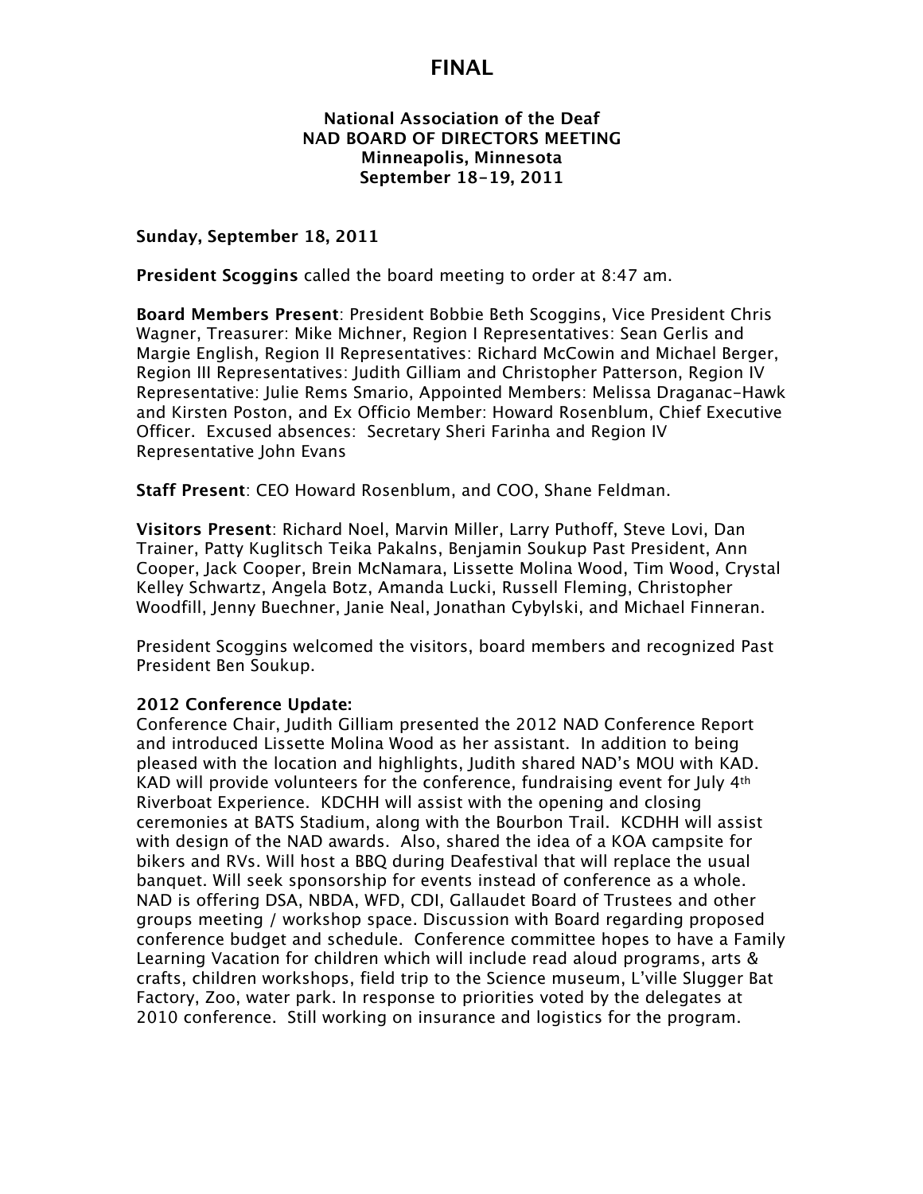# FINAL

**National Association of the Deaf**
**NAD BOARD OF DIRECTORS MEETING**
**Minneapolis, Minnesota**
**September 18-19, 2011**

**Sunday, September 18, 2011**

**President Scoggins** called the board meeting to order at 8:47 am.

**Board Members Present**: President Bobbie Beth Scoggins, Vice President Chris Wagner, Treasurer: Mike Michner, Region I Representatives: Sean Gerlis and Margie English, Region II Representatives: Richard McCowin and Michael Berger, Region III Representatives: Judith Gilliam and Christopher Patterson, Region IV Representative: Julie Rems Smario, Appointed Members: Melissa Draganac-Hawk and Kirsten Poston, and Ex Officio Member: Howard Rosenblum, Chief Executive Officer. Excused absences: Secretary Sheri Farinha and Region IV Representative John Evans

**Staff Present**: CEO Howard Rosenblum, and COO, Shane Feldman.

**Visitors Present**: Richard Noel, Marvin Miller, Larry Puthoff, Steve Lovi, Dan Trainer, Patty Kuglitsch Teika Pakalns, Benjamin Soukup Past President, Ann Cooper, Jack Cooper, Brein McNamara, Lissette Molina Wood, Tim Wood, Crystal Kelley Schwartz, Angela Botz, Amanda Lucki, Russell Fleming, Christopher Woodfill, Jenny Buechner, Janie Neal, Jonathan Cybylski, and Michael Finneran.

President Scoggins welcomed the visitors, board members and recognized Past President Ben Soukup.

**2012 Conference Update:**
Conference Chair, Judith Gilliam presented the 2012 NAD Conference Report and introduced Lissette Molina Wood as her assistant. In addition to being pleased with the location and highlights, Judith shared NAD's MOU with KAD. KAD will provide volunteers for the conference, fundraising event for July 4th Riverboat Experience. KDCHH will assist with the opening and closing ceremonies at BATS Stadium, along with the Bourbon Trail. KCDHH will assist with design of the NAD awards. Also, shared the idea of a KOA campsite for bikers and RVs. Will host a BBQ during Deafestival that will replace the usual banquet. Will seek sponsorship for events instead of conference as a whole. NAD is offering DSA, NBDA, WFD, CDI, Gallaudet Board of Trustees and other groups meeting / workshop space. Discussion with Board regarding proposed conference budget and schedule. Conference committee hopes to have a Family Learning Vacation for children which will include read aloud programs, arts & crafts, children workshops, field trip to the Science museum, L'ville Slugger Bat Factory, Zoo, water park. In response to priorities voted by the delegates at 2010 conference. Still working on insurance and logistics for the program.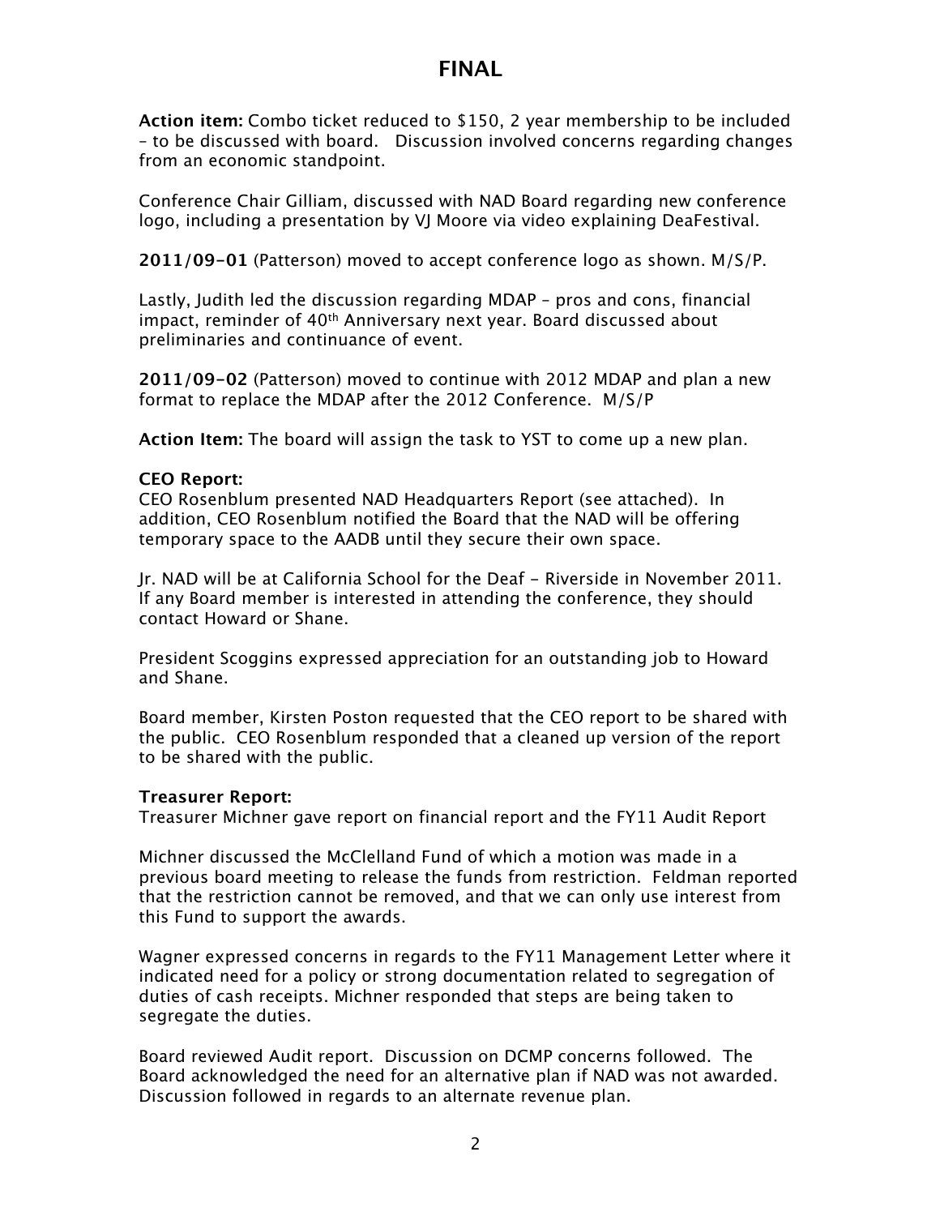# FINAL

**Action item:** Combo ticket reduced to $150, 2 year membership to be included – to be discussed with board. Discussion involved concerns regarding changes from an economic standpoint.

Conference Chair Gilliam, discussed with NAD Board regarding new conference logo, including a presentation by VJ Moore via video explaining DeaFestival.

**2011/09-01** (Patterson) moved to accept conference logo as shown. M/S/P.

Lastly, Judith led the discussion regarding MDAP – pros and cons, financial impact, reminder of 40th Anniversary next year. Board discussed about preliminaries and continuance of event.

**2011/09-02** (Patterson) moved to continue with 2012 MDAP and plan a new format to replace the MDAP after the 2012 Conference. M/S/P

**Action Item:** The board will assign the task to YST to come up a new plan.

**CEO Report:**
CEO Rosenblum presented NAD Headquarters Report (see attached). In addition, CEO Rosenblum notified the Board that the NAD will be offering temporary space to the AADB until they secure their own space.

Jr. NAD will be at California School for the Deaf - Riverside in November 2011. If any Board member is interested in attending the conference, they should contact Howard or Shane.

President Scoggins expressed appreciation for an outstanding job to Howard and Shane.

Board member, Kirsten Poston requested that the CEO report to be shared with the public. CEO Rosenblum responded that a cleaned up version of the report to be shared with the public.

**Treasurer Report:**
Treasurer Michner gave report on financial report and the FY11 Audit Report

Michner discussed the McClelland Fund of which a motion was made in a previous board meeting to release the funds from restriction. Feldman reported that the restriction cannot be removed, and that we can only use interest from this Fund to support the awards.

Wagner expressed concerns in regards to the FY11 Management Letter where it indicated need for a policy or strong documentation related to segregation of duties of cash receipts. Michner responded that steps are being taken to segregate the duties.

Board reviewed Audit report. Discussion on DCMP concerns followed. The Board acknowledged the need for an alternative plan if NAD was not awarded. Discussion followed in regards to an alternate revenue plan.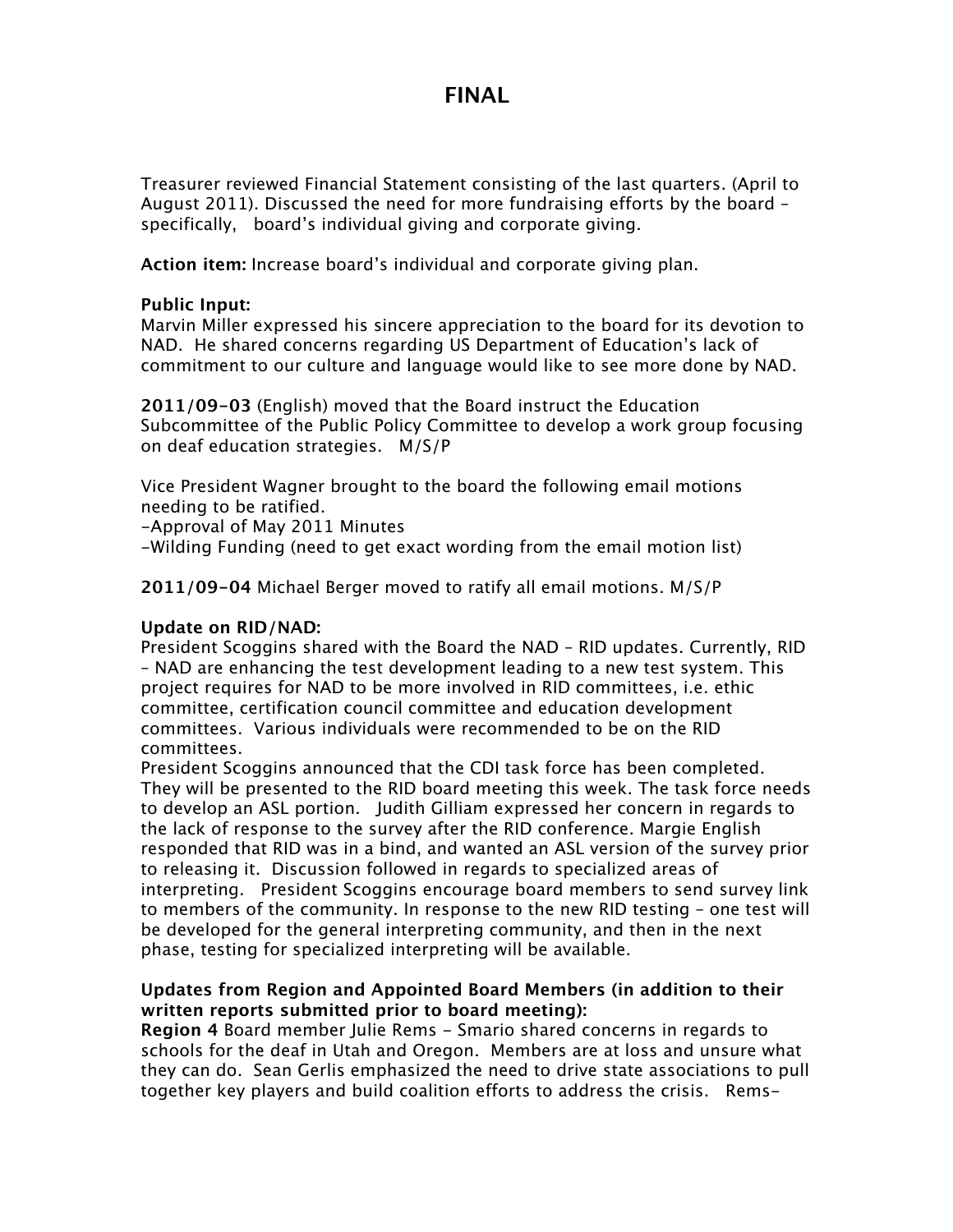# FINAL

Treasurer reviewed Financial Statement consisting of the last quarters. (April to August 2011). Discussed the need for more fundraising efforts by the board – specifically, board's individual giving and corporate giving.

**Action item:** Increase board's individual and corporate giving plan.

**Public Input:**
Marvin Miller expressed his sincere appreciation to the board for its devotion to NAD. He shared concerns regarding US Department of Education's lack of commitment to our culture and language would like to see more done by NAD.

**2011/09-03** (English) moved that the Board instruct the Education Subcommittee of the Public Policy Committee to develop a work group focusing on deaf education strategies. M/S/P

Vice President Wagner brought to the board the following email motions needing to be ratified.
-Approval of May 2011 Minutes
-Wilding Funding (need to get exact wording from the email motion list)

**2011/09-04** Michael Berger moved to ratify all email motions. M/S/P

**Update on RID/NAD:**
President Scoggins shared with the Board the NAD – RID updates. Currently, RID – NAD are enhancing the test development leading to a new test system. This project requires for NAD to be more involved in RID committees, i.e. ethic committee, certification council committee and education development committees. Various individuals were recommended to be on the RID committees.
President Scoggins announced that the CDI task force has been completed. They will be presented to the RID board meeting this week. The task force needs to develop an ASL portion. Judith Gilliam expressed her concern in regards to the lack of response to the survey after the RID conference. Margie English responded that RID was in a bind, and wanted an ASL version of the survey prior to releasing it. Discussion followed in regards to specialized areas of interpreting. President Scoggins encourage board members to send survey link to members of the community. In response to the new RID testing – one test will be developed for the general interpreting community, and then in the next phase, testing for specialized interpreting will be available.

**Updates from Region and Appointed Board Members (in addition to their written reports submitted prior to board meeting):**
**Region 4** Board member Julie Rems - Smario shared concerns in regards to schools for the deaf in Utah and Oregon. Members are at loss and unsure what they can do. Sean Gerlis emphasized the need to drive state associations to pull together key players and build coalition efforts to address the crisis. Rems-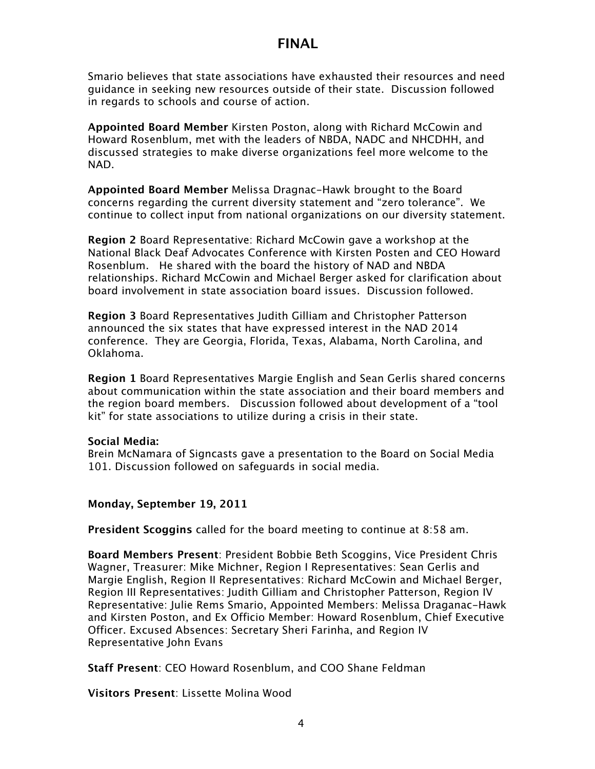Smario believes that state associations have exhausted their resources and need guidance in seeking new resources outside of their state. Discussion followed in regards to schools and course of action.

**Appointed Board Member** Kirsten Poston, along with Richard McCowin and Howard Rosenblum, met with the leaders of NBDA, NADC and NHCDHH, and discussed strategies to make diverse organizations feel more welcome to the NAD.

**Appointed Board Member** Melissa Dragnac-Hawk brought to the Board concerns regarding the current diversity statement and "zero tolerance". We continue to collect input from national organizations on our diversity statement.

**Region 2** Board Representative: Richard McCowin gave a workshop at the National Black Deaf Advocates Conference with Kirsten Posten and CEO Howard Rosenblum. He shared with the board the history of NAD and NBDA relationships. Richard McCowin and Michael Berger asked for clarification about board involvement in state association board issues. Discussion followed.

**Region 3** Board Representatives Judith Gilliam and Christopher Patterson announced the six states that have expressed interest in the NAD 2014 conference. They are Georgia, Florida, Texas, Alabama, North Carolina, and Oklahoma.

**Region 1** Board Representatives Margie English and Sean Gerlis shared concerns about communication within the state association and their board members and the region board members. Discussion followed about development of a "tool kit" for state associations to utilize during a crisis in their state.

**Social Media:**
Brein McNamara of Signcasts gave a presentation to the Board on Social Media 101. Discussion followed on safeguards in social media.

**Monday, September 19, 2011**

**President Scoggins** called for the board meeting to continue at 8:58 am.

**Board Members Present**: President Bobbie Beth Scoggins, Vice President Chris Wagner, Treasurer: Mike Michner, Region I Representatives: Sean Gerlis and Margie English, Region II Representatives: Richard McCowin and Michael Berger, Region III Representatives: Judith Gilliam and Christopher Patterson, Region IV Representative: Julie Rems Smario, Appointed Members: Melissa Draganac-Hawk and Kirsten Poston, and Ex Officio Member: Howard Rosenblum, Chief Executive Officer. Excused Absences: Secretary Sheri Farinha, and Region IV Representative John Evans

**Staff Present**: CEO Howard Rosenblum, and COO Shane Feldman

**Visitors Present**: Lissette Molina Wood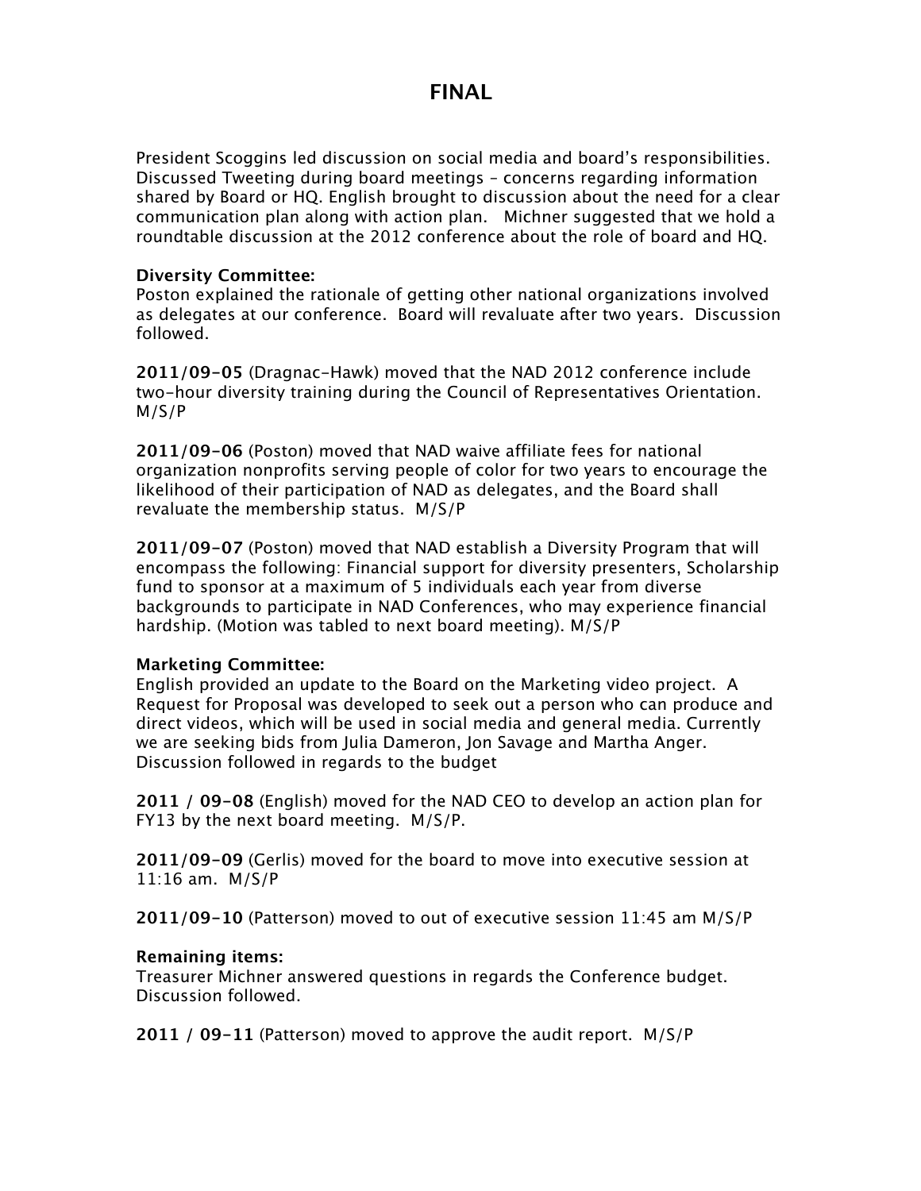# FINAL

President Scoggins led discussion on social media and board's responsibilities. Discussed Tweeting during board meetings – concerns regarding information shared by Board or HQ. English brought to discussion about the need for a clear communication plan along with action plan. Michner suggested that we hold a roundtable discussion at the 2012 conference about the role of board and HQ.

**Diversity Committee:**
Poston explained the rationale of getting other national organizations involved as delegates at our conference. Board will revaluate after two years. Discussion followed.

**2011/09-05** (Dragnac-Hawk) moved that the NAD 2012 conference include two-hour diversity training during the Council of Representatives Orientation. M/S/P

**2011/09-06** (Poston) moved that NAD waive affiliate fees for national organization nonprofits serving people of color for two years to encourage the likelihood of their participation of NAD as delegates, and the Board shall revaluate the membership status. M/S/P

**2011/09-07** (Poston) moved that NAD establish a Diversity Program that will encompass the following: Financial support for diversity presenters, Scholarship fund to sponsor at a maximum of 5 individuals each year from diverse backgrounds to participate in NAD Conferences, who may experience financial hardship. (Motion was tabled to next board meeting). M/S/P

**Marketing Committee:**
English provided an update to the Board on the Marketing video project. A Request for Proposal was developed to seek out a person who can produce and direct videos, which will be used in social media and general media. Currently we are seeking bids from Julia Dameron, Jon Savage and Martha Anger. Discussion followed in regards to the budget

**2011 / 09-08** (English) moved for the NAD CEO to develop an action plan for FY13 by the next board meeting. M/S/P.

**2011/09-09** (Gerlis) moved for the board to move into executive session at 11:16 am. M/S/P

**2011/09-10** (Patterson) moved to out of executive session 11:45 am M/S/P

**Remaining items:**
Treasurer Michner answered questions in regards the Conference budget. Discussion followed.

**2011 / 09-11** (Patterson) moved to approve the audit report. M/S/P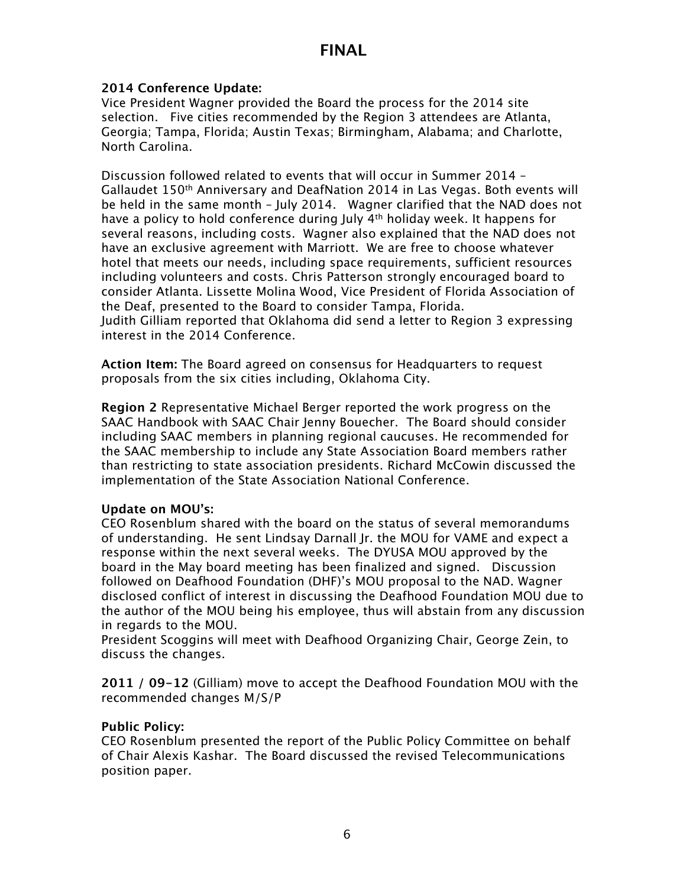# FINAL

**2014 Conference Update:**
Vice President Wagner provided the Board the process for the 2014 site selection. Five cities recommended by the Region 3 attendees are Atlanta, Georgia; Tampa, Florida; Austin Texas; Birmingham, Alabama; and Charlotte, North Carolina.

Discussion followed related to events that will occur in Summer 2014 – Gallaudet 150th Anniversary and DeafNation 2014 in Las Vegas. Both events will be held in the same month – July 2014. Wagner clarified that the NAD does not have a policy to hold conference during July 4th holiday week. It happens for several reasons, including costs. Wagner also explained that the NAD does not have an exclusive agreement with Marriott. We are free to choose whatever hotel that meets our needs, including space requirements, sufficient resources including volunteers and costs. Chris Patterson strongly encouraged board to consider Atlanta. Lissette Molina Wood, Vice President of Florida Association of the Deaf, presented to the Board to consider Tampa, Florida.
Judith Gilliam reported that Oklahoma did send a letter to Region 3 expressing interest in the 2014 Conference.

**Action Item:** The Board agreed on consensus for Headquarters to request proposals from the six cities including, Oklahoma City.

**Region 2** Representative Michael Berger reported the work progress on the SAAC Handbook with SAAC Chair Jenny Bouecher. The Board should consider including SAAC members in planning regional caucuses. He recommended for the SAAC membership to include any State Association Board members rather than restricting to state association presidents. Richard McCowin discussed the implementation of the State Association National Conference.

**Update on MOU's:**
CEO Rosenblum shared with the board on the status of several memorandums of understanding. He sent Lindsay Darnall Jr. the MOU for VAME and expect a response within the next several weeks. The DYUSA MOU approved by the board in the May board meeting has been finalized and signed. Discussion followed on Deafhood Foundation (DHF)'s MOU proposal to the NAD. Wagner disclosed conflict of interest in discussing the Deafhood Foundation MOU due to the author of the MOU being his employee, thus will abstain from any discussion in regards to the MOU.
President Scoggins will meet with Deafhood Organizing Chair, George Zein, to discuss the changes.

**2011 / 09-12** (Gilliam) move to accept the Deafhood Foundation MOU with the recommended changes M/S/P

**Public Policy:**
CEO Rosenblum presented the report of the Public Policy Committee on behalf of Chair Alexis Kashar. The Board discussed the revised Telecommunications position paper.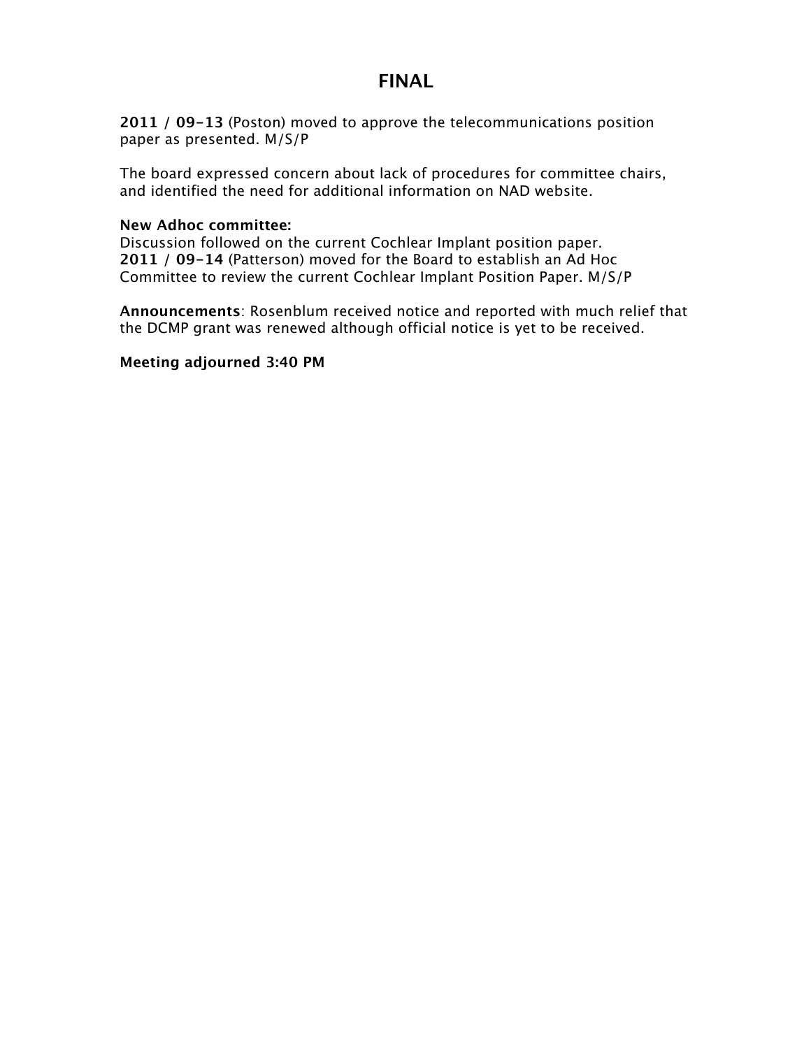# FINAL

**2011 / 09-13** (Poston) moved to approve the telecommunications position paper as presented. M/S/P

The board expressed concern about lack of procedures for committee chairs, and identified the need for additional information on NAD website.

**New Adhoc committee:**
Discussion followed on the current Cochlear Implant position paper.
**2011 / 09-14** (Patterson) moved for the Board to establish an Ad Hoc Committee to review the current Cochlear Implant Position Paper. M/S/P

**Announcements**: Rosenblum received notice and reported with much relief that the DCMP grant was renewed although official notice is yet to be received.

**Meeting adjourned 3:40 PM**